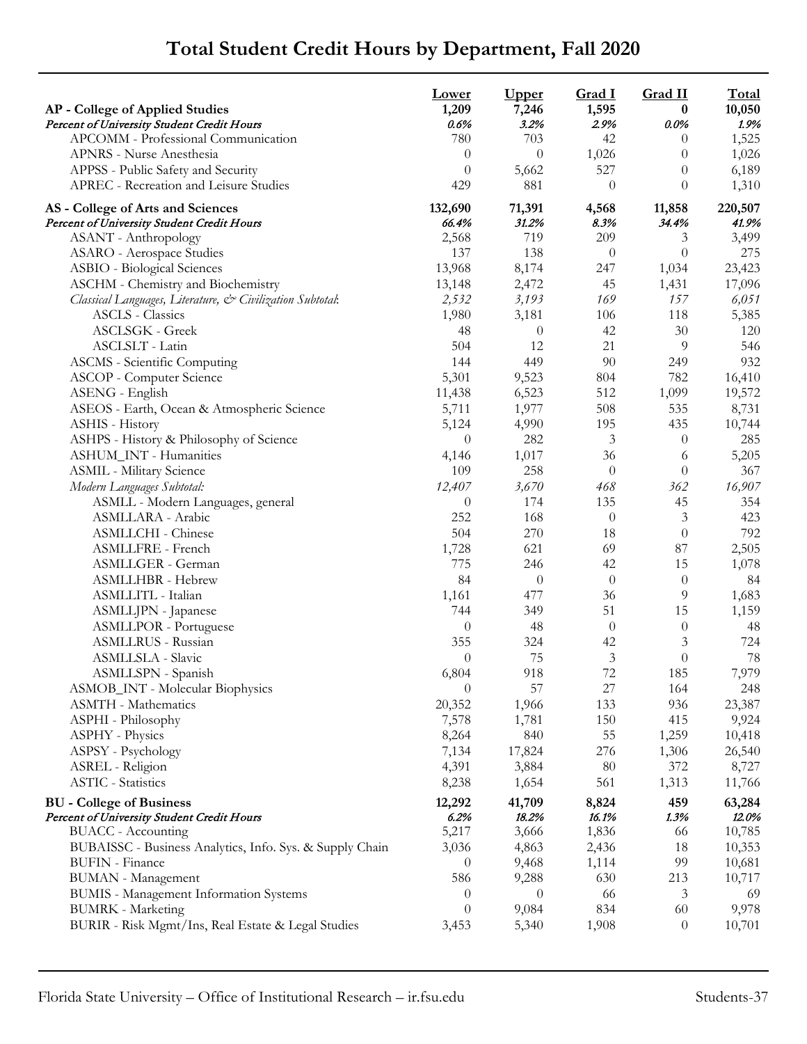# Total Student Credit Hours by Department, Fall 2020

| | Lower | Upper | Grad I | Grad II | Total |
|---|---|---|---|---|---|
| **AP - College of Applied Studies** | **1,209** | **7,246** | **1,595** | **0** | **10,050** |
| ***Percent of University Student Credit Hours*** | ***0.6%*** | ***3.2%*** | ***2.9%*** | ***0.0%*** | ***1.9%*** |
| APCOMM - Professional Communication | 780 | 703 | 42 | 0 | 1,525 |
| APNRS - Nurse Anesthesia | 0 | 0 | 1,026 | 0 | 1,026 |
| APPSS - Public Safety and Security | 0 | 5,662 | 527 | 0 | 6,189 |
| APREC - Recreation and Leisure Studies | 429 | 881 | 0 | 0 | 1,310 |
| **AS - College of Arts and Sciences** | **132,690** | **71,391** | **4,568** | **11,858** | **220,507** |
| ***Percent of University Student Credit Hours*** | ***66.4%*** | ***31.2%*** | ***8.3%*** | ***34.4%*** | ***41.9%*** |
| ASANT - Anthropology | 2,568 | 719 | 209 | 3 | 3,499 |
| ASARO - Aerospace Studies | 137 | 138 | 0 | 0 | 275 |
| ASBIO - Biological Sciences | 13,968 | 8,174 | 247 | 1,034 | 23,423 |
| ASCHM - Chemistry and Biochemistry | 13,148 | 2,472 | 45 | 1,431 | 17,096 |
| *Classical Languages, Literature, & Civilization Subtotal:* | *2,532* | *3,193* | *169* | *157* | *6,051* |
| ASCLS - Classics | 1,980 | 3,181 | 106 | 118 | 5,385 |
| ASCLSGK - Greek | 48 | 0 | 42 | 30 | 120 |
| ASCLSLT - Latin | 504 | 12 | 21 | 9 | 546 |
| ASCMS - Scientific Computing | 144 | 449 | 90 | 249 | 932 |
| ASCOP - Computer Science | 5,301 | 9,523 | 804 | 782 | 16,410 |
| ASENG - English | 11,438 | 6,523 | 512 | 1,099 | 19,572 |
| ASEOS - Earth, Ocean & Atmospheric Science | 5,711 | 1,977 | 508 | 535 | 8,731 |
| ASHIS - History | 5,124 | 4,990 | 195 | 435 | 10,744 |
| ASHPS - History & Philosophy of Science | 0 | 282 | 3 | 0 | 285 |
| ASHUM_INT - Humanities | 4,146 | 1,017 | 36 | 6 | 5,205 |
| ASMIL - Military Science | 109 | 258 | 0 | 0 | 367 |
| *Modern Languages Subtotal:* | *12,407* | *3,670* | *468* | *362* | *16,907* |
| ASMLL - Modern Languages, general | 0 | 174 | 135 | 45 | 354 |
| ASMLLARA - Arabic | 252 | 168 | 0 | 3 | 423 |
| ASMLLCHI - Chinese | 504 | 270 | 18 | 0 | 792 |
| ASMLLFRE - French | 1,728 | 621 | 69 | 87 | 2,505 |
| ASMLLGER - German | 775 | 246 | 42 | 15 | 1,078 |
| ASMLLHBR - Hebrew | 84 | 0 | 0 | 0 | 84 |
| ASMLLITL - Italian | 1,161 | 477 | 36 | 9 | 1,683 |
| ASMLLJPN - Japanese | 744 | 349 | 51 | 15 | 1,159 |
| ASMLLPOR - Portuguese | 0 | 48 | 0 | 0 | 48 |
| ASMLLRUS - Russian | 355 | 324 | 42 | 3 | 724 |
| ASMLLSLA - Slavic | 0 | 75 | 3 | 0 | 78 |
| ASMLLSPN - Spanish | 6,804 | 918 | 72 | 185 | 7,979 |
| ASMOB_INT - Molecular Biophysics | 0 | 57 | 27 | 164 | 248 |
| ASMTH - Mathematics | 20,352 | 1,966 | 133 | 936 | 23,387 |
| ASPHI - Philosophy | 7,578 | 1,781 | 150 | 415 | 9,924 |
| ASPHY - Physics | 8,264 | 840 | 55 | 1,259 | 10,418 |
| ASPSY - Psychology | 7,134 | 17,824 | 276 | 1,306 | 26,540 |
| ASREL - Religion | 4,391 | 3,884 | 80 | 372 | 8,727 |
| ASTIC - Statistics | 8,238 | 1,654 | 561 | 1,313 | 11,766 |
| **BU - College of Business** | **12,292** | **41,709** | **8,824** | **459** | **63,284** |
| ***Percent of University Student Credit Hours*** | ***6.2%*** | ***18.2%*** | ***16.1%*** | ***1.3%*** | ***12.0%*** |
| BUACC - Accounting | 5,217 | 3,666 | 1,836 | 66 | 10,785 |
| BUBAISSC - Business Analytics, Info. Sys. & Supply Chain | 3,036 | 4,863 | 2,436 | 18 | 10,353 |
| BUFIN - Finance | 0 | 9,468 | 1,114 | 99 | 10,681 |
| BUMAN - Management | 586 | 9,288 | 630 | 213 | 10,717 |
| BUMIS - Management Information Systems | 0 | 0 | 66 | 3 | 69 |
| BUMRK - Marketing | 0 | 9,084 | 834 | 60 | 9,978 |
| BURIR - Risk Mgmt/Ins, Real Estate & Legal Studies | 3,453 | 5,340 | 1,908 | 0 | 10,701 |

Florida State University – Office of Institutional Research – ir.fsu.edu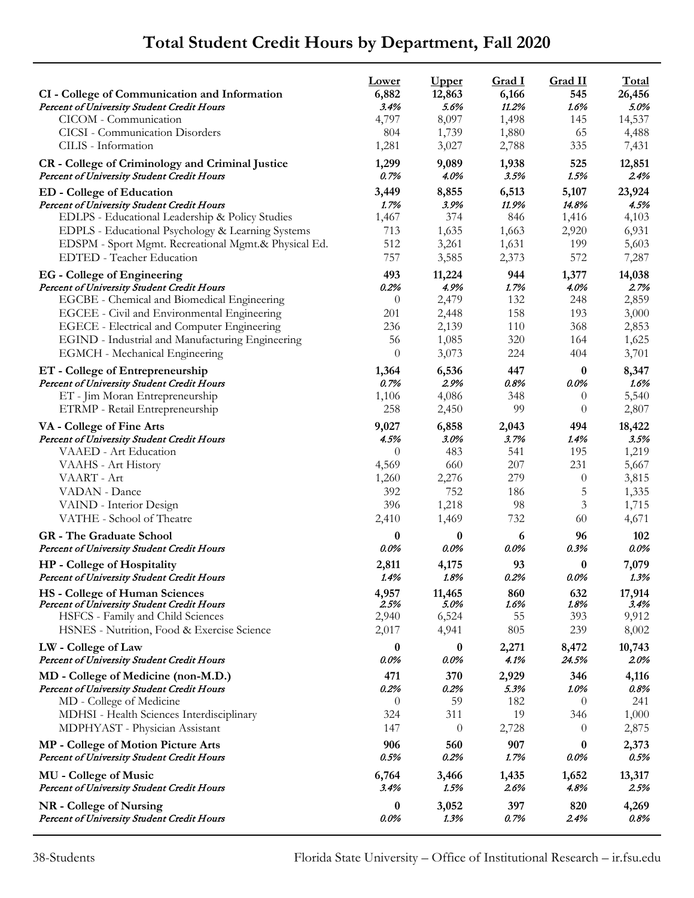# Total Student Credit Hours by Department, Fall 2020

| | Lower | Upper | Grad I | Grad II | Total |
|---|---|---|---|---|---|
| **CI - College of Communication and Information** | **6,882** | **12,863** | **6,166** | **545** | **26,456** |
| ***Percent of University Student Credit Hours*** | ***3.4%*** | ***5.6%*** | ***11.2%*** | ***1.6%*** | ***5.0%*** |
| CICOM - Communication | 4,797 | 8,097 | 1,498 | 145 | 14,537 |
| CICSI - Communication Disorders | 804 | 1,739 | 1,880 | 65 | 4,488 |
| CILIS - Information | 1,281 | 3,027 | 2,788 | 335 | 7,431 |
| **CR - College of Criminology and Criminal Justice** | **1,299** | **9,089** | **1,938** | **525** | **12,851** |
| ***Percent of University Student Credit Hours*** | ***0.7%*** | ***4.0%*** | ***3.5%*** | ***1.5%*** | ***2.4%*** |
| **ED - College of Education** | **3,449** | **8,855** | **6,513** | **5,107** | **23,924** |
| ***Percent of University Student Credit Hours*** | ***1.7%*** | ***3.9%*** | ***11.9%*** | ***14.8%*** | ***4.5%*** |
| EDLPS - Educational Leadership & Policy Studies | 1,467 | 374 | 846 | 1,416 | 4,103 |
| EDPLS - Educational Psychology & Learning Systems | 713 | 1,635 | 1,663 | 2,920 | 6,931 |
| EDSPM - Sport Mgmt. Recreational Mgmt.& Physical Ed. | 512 | 3,261 | 1,631 | 199 | 5,603 |
| EDTED - Teacher Education | 757 | 3,585 | 2,373 | 572 | 7,287 |
| **EG - College of Engineering** | **493** | **11,224** | **944** | **1,377** | **14,038** |
| ***Percent of University Student Credit Hours*** | ***0.2%*** | ***4.9%*** | ***1.7%*** | ***4.0%*** | ***2.7%*** |
| EGCBE - Chemical and Biomedical Engineering | 0 | 2,479 | 132 | 248 | 2,859 |
| EGCEE - Civil and Environmental Engineering | 201 | 2,448 | 158 | 193 | 3,000 |
| EGECE - Electrical and Computer Engineering | 236 | 2,139 | 110 | 368 | 2,853 |
| EGIND - Industrial and Manufacturing Engineering | 56 | 1,085 | 320 | 164 | 1,625 |
| EGMCH - Mechanical Engineering | 0 | 3,073 | 224 | 404 | 3,701 |
| **ET - College of Entrepreneurship** | **1,364** | **6,536** | **447** | **0** | **8,347** |
| ***Percent of University Student Credit Hours*** | ***0.7%*** | ***2.9%*** | ***0.8%*** | ***0.0%*** | ***1.6%*** |
| ET - Jim Moran Entrepreneurship | 1,106 | 4,086 | 348 | 0 | 5,540 |
| ETRMP - Retail Entrepreneurship | 258 | 2,450 | 99 | 0 | 2,807 |
| **VA - College of Fine Arts** | **9,027** | **6,858** | **2,043** | **494** | **18,422** |
| ***Percent of University Student Credit Hours*** | ***4.5%*** | ***3.0%*** | ***3.7%*** | ***1.4%*** | ***3.5%*** |
| VAAED - Art Education | 0 | 483 | 541 | 195 | 1,219 |
| VAAHS - Art History | 4,569 | 660 | 207 | 231 | 5,667 |
| VAART - Art | 1,260 | 2,276 | 279 | 0 | 3,815 |
| VADAN - Dance | 392 | 752 | 186 | 5 | 1,335 |
| VAIND - Interior Design | 396 | 1,218 | 98 | 3 | 1,715 |
| VATHE - School of Theatre | 2,410 | 1,469 | 732 | 60 | 4,671 |
| **GR - The Graduate School** | **0** | **0** | **6** | **96** | **102** |
| ***Percent of University Student Credit Hours*** | ***0.0%*** | ***0.0%*** | ***0.0%*** | ***0.3%*** | ***0.0%*** |
| **HP - College of Hospitality** | **2,811** | **4,175** | **93** | **0** | **7,079** |
| ***Percent of University Student Credit Hours*** | ***1.4%*** | ***1.8%*** | ***0.2%*** | ***0.0%*** | ***1.3%*** |
| **HS - College of Human Sciences** | **4,957** | **11,465** | **860** | **632** | **17,914** |
| ***Percent of University Student Credit Hours*** | ***2.5%*** | ***5.0%*** | ***1.6%*** | ***1.8%*** | ***3.4%*** |
| HSFCS - Family and Child Sciences | 2,940 | 6,524 | 55 | 393 | 9,912 |
| HSNES - Nutrition, Food & Exercise Science | 2,017 | 4,941 | 805 | 239 | 8,002 |
| **LW - College of Law** | **0** | **0** | **2,271** | **8,472** | **10,743** |
| ***Percent of University Student Credit Hours*** | ***0.0%*** | ***0.0%*** | ***4.1%*** | ***24.5%*** | ***2.0%*** |
| **MD - College of Medicine (non-M.D.)** | **471** | **370** | **2,929** | **346** | **4,116** |
| ***Percent of University Student Credit Hours*** | ***0.2%*** | ***0.2%*** | ***5.3%*** | ***1.0%*** | ***0.8%*** |
| MD - College of Medicine | 0 | 59 | 182 | 0 | 241 |
| MDHSI - Health Sciences Interdisciplinary | 324 | 311 | 19 | 346 | 1,000 |
| MDPHYAST - Physician Assistant | 147 | 0 | 2,728 | 0 | 2,875 |
| **MP - College of Motion Picture Arts** | **906** | **560** | **907** | **0** | **2,373** |
| ***Percent of University Student Credit Hours*** | ***0.5%*** | ***0.2%*** | ***1.7%*** | ***0.0%*** | ***0.5%*** |
| **MU - College of Music** | **6,764** | **3,466** | **1,435** | **1,652** | **13,317** |
| ***Percent of University Student Credit Hours*** | ***3.4%*** | ***1.5%*** | ***2.6%*** | ***4.8%*** | ***2.5%*** |
| **NR - College of Nursing** | **0** | **3,052** | **397** | **820** | **4,269** |
| ***Percent of University Student Credit Hours*** | ***0.0%*** | ***1.3%*** | ***0.7%*** | ***2.4%*** | ***0.8%*** |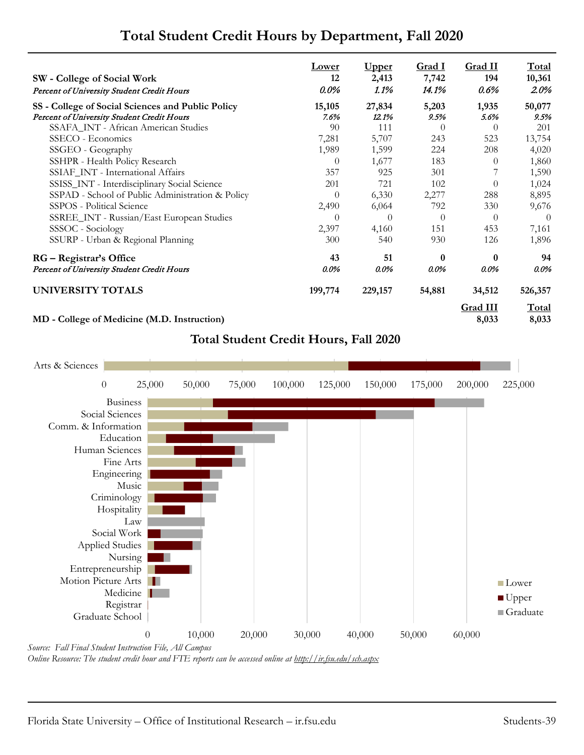## Total Student Credit Hours by Department, Fall 2020

| | Lower | Upper | Grad I | Grad II | Total |
|---|---|---|---|---|---|
| **SW - College of Social Work** | **12** | **2,413** | **7,742** | **194** | **10,361** |
| ***Percent of University Student Credit Hours*** | ***0.0%*** | ***1.1%*** | ***14.1%*** | ***0.6%*** | ***2.0%*** |
| **SS - College of Social Sciences and Public Policy** | **15,105** | **27,834** | **5,203** | **1,935** | **50,077** |
| ***Percent of University Student Credit Hours*** | ***7.6%*** | ***12.1%*** | ***9.5%*** | ***5.6%*** | ***9.5%*** |
| SSAFA_INT - African American Studies | 90 | 111 | 0 | 0 | 201 |
| SSECO - Economics | 7,281 | 5,707 | 243 | 523 | 13,754 |
| SSGEO - Geography | 1,989 | 1,599 | 224 | 208 | 4,020 |
| SSHPR - Health Policy Research | 0 | 1,677 | 183 | 0 | 1,860 |
| SSIAF_INT - International Affairs | 357 | 925 | 301 | 7 | 1,590 |
| SSISS_INT - Interdisciplinary Social Science | 201 | 721 | 102 | 0 | 1,024 |
| SSPAD - School of Public Administration & Policy | 0 | 6,330 | 2,277 | 288 | 8,895 |
| SSPOS - Political Science | 2,490 | 6,064 | 792 | 330 | 9,676 |
| SSREE_INT - Russian/East European Studies | 0 | 0 | 0 | 0 | 0 |
| SSSOC - Sociology | 2,397 | 4,160 | 151 | 453 | 7,161 |
| SSURP - Urban & Regional Planning | 300 | 540 | 930 | 126 | 1,896 |
| **RG – Registrar's Office** | **43** | **51** | **0** | **0** | **94** |
| ***Percent of University Student Credit Hours*** | ***0.0%*** | ***0.0%*** | ***0.0%*** | ***0.0%*** | ***0.0%*** |
| **UNIVERSITY TOTALS** | **199,774** | **229,157** | **54,881** | **34,512** | **526,357** |

| | Grad III | Total |
|---|---|---|
| **MD - College of Medicine (M.D. Instruction)** | **8,033** | **8,033** |

## Total Student Credit Hours, Fall 2020

Arts & Sciences

0, 25,000, 50,000, 75,000, 100,000, 125,000, 150,000, 175,000, 200,000, 225,000

Business
Social Sciences
Comm. & Information
Education
Human Sciences
Fine Arts
Engineering
Music
Criminology
Hospitality
Law
Social Work
Applied Studies
Nursing
Entrepreneurship
Motion Picture Arts
Medicine
Registrar
Graduate School

0, 10,000, 20,000, 30,000, 40,000, 50,000, 60,000

Lower
Upper
Graduate

*Source: Fall Final Student Instruction File, All Campus*

*Online Resource: The student credit hour and FTE reports can be accessed online at http://ir.fsu.edu/sch.aspx*